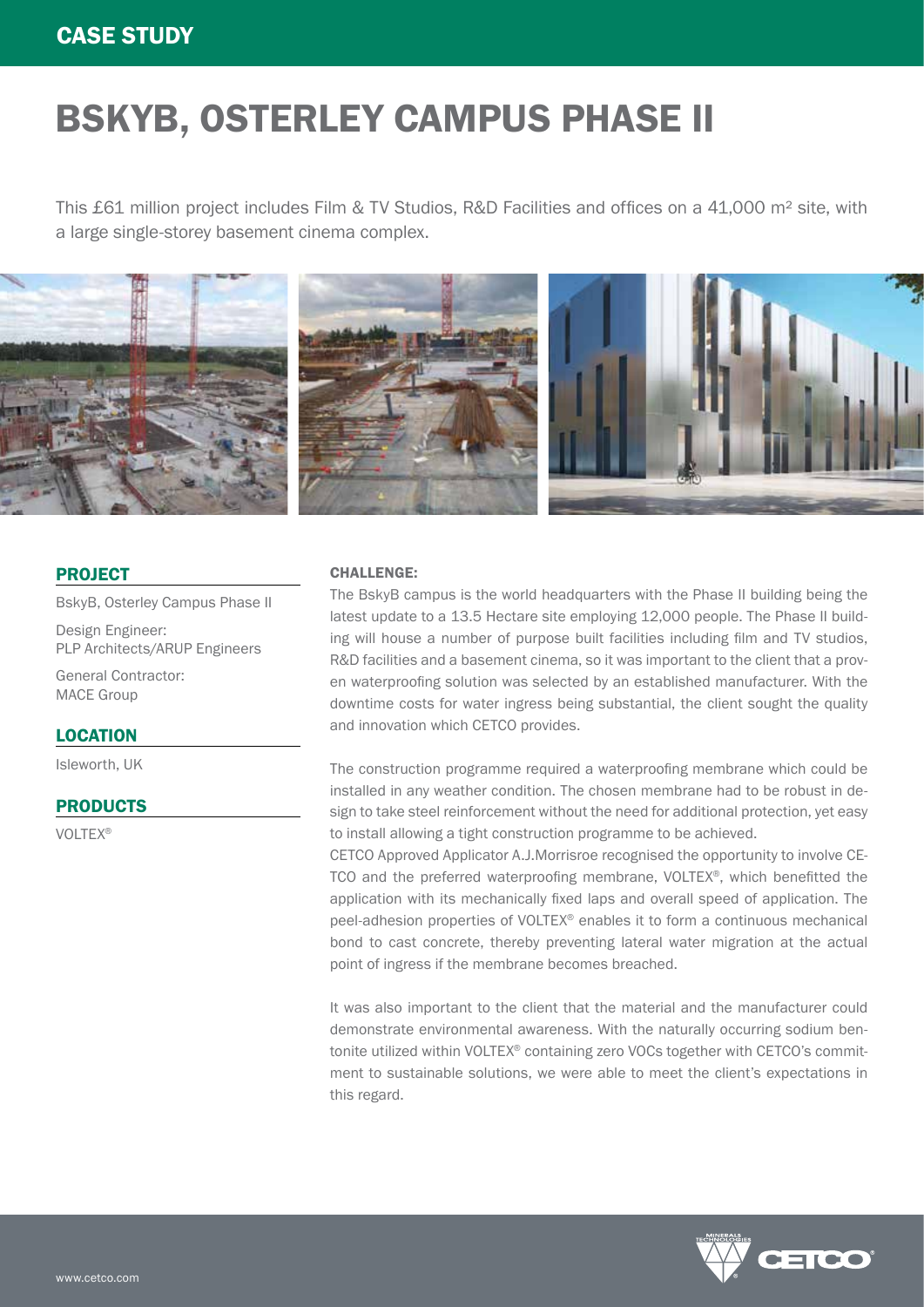CASE STUDY

# BSKYB, OSTERLEY CAMPUS PHASE II

This £61 million project includes Film & TV Studios, R&D Facilities and offices on a 41,000 m² site, with a large single-storey basement cinema complex.

## PROJECT

BskyB, Osterley Campus Phase II

Design Engineer:
PLP Architects/ARUP Engineers

General Contractor:
MACE Group

## LOCATION

Isleworth, UK

## PRODUCTS

VOLTEX®

### CHALLENGE:

The BskyB campus is the world headquarters with the Phase II building being the latest update to a 13.5 Hectare site employing 12,000 people. The Phase II building will house a number of purpose built facilities including film and TV studios, R&D facilities and a basement cinema, so it was important to the client that a proven waterproofing solution was selected by an established manufacturer. With the downtime costs for water ingress being substantial, the client sought the quality and innovation which CETCO provides.

The construction programme required a waterproofing membrane which could be installed in any weather condition. The chosen membrane had to be robust in design to take steel reinforcement without the need for additional protection, yet easy to install allowing a tight construction programme to be achieved.

CETCO Approved Applicator A.J.Morrisroe recognised the opportunity to involve CETCO and the preferred waterproofing membrane, VOLTEX®, which benefitted the application with its mechanically fixed laps and overall speed of application. The peel-adhesion properties of VOLTEX® enables it to form a continuous mechanical bond to cast concrete, thereby preventing lateral water migration at the actual point of ingress if the membrane becomes breached.

It was also important to the client that the material and the manufacturer could demonstrate environmental awareness. With the naturally occurring sodium bentonite utilized within VOLTEX® containing zero VOCs together with CETCO's commitment to sustainable solutions, we were able to meet the client's expectations in this regard.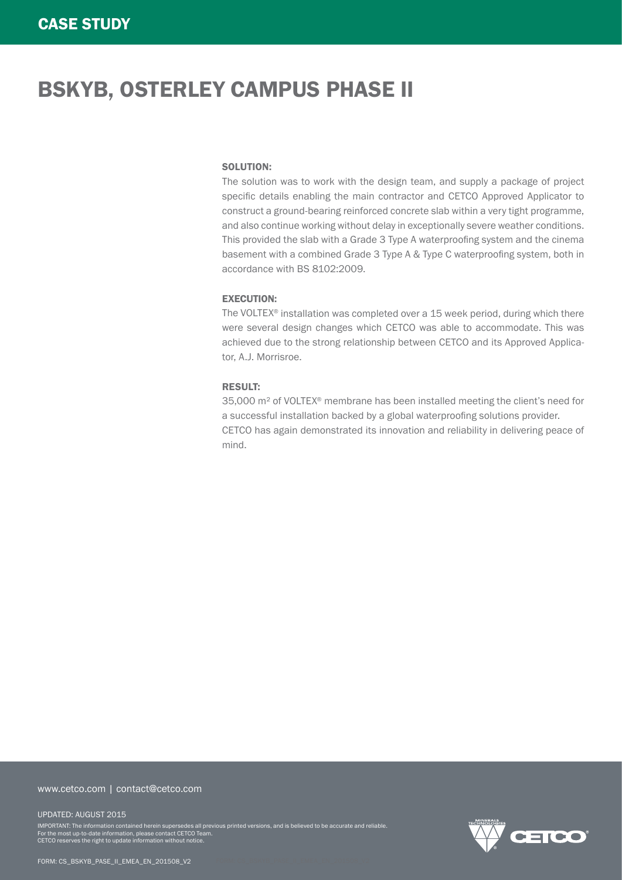CASE STUDY

# BSKYB, OSTERLEY CAMPUS PHASE II

### SOLUTION:

The solution was to work with the design team, and supply a package of project specific details enabling the main contractor and CETCO Approved Applicator to construct a ground-bearing reinforced concrete slab within a very tight programme, and also continue working without delay in exceptionally severe weather conditions. This provided the slab with a Grade 3 Type A waterproofing system and the cinema basement with a combined Grade 3 Type A & Type C waterproofing system, both in accordance with BS 8102:2009.

### EXECUTION:

The VOLTEX® installation was completed over a 15 week period, during which there were several design changes which CETCO was able to accommodate. This was achieved due to the strong relationship between CETCO and its Approved Applicator, A.J. Morrisroe.

### RESULT:

35,000 m² of VOLTEX® membrane has been installed meeting the client's need for a successful installation backed by a global waterproofing solutions provider.
CETCO has again demonstrated its innovation and reliability in delivering peace of mind.

www.cetco.com | contact@cetco.com

UPDATED: AUGUST 2015

IMPORTANT: The information contained herein supersedes all previous printed versions, and is believed to be accurate and reliable.
For the most up-to-date information, please contact CETCO Team.
CETCO reserves the right to update information without notice.

FORM: CS_BSKYB_PASE_II_EMEA_EN_201508_V2